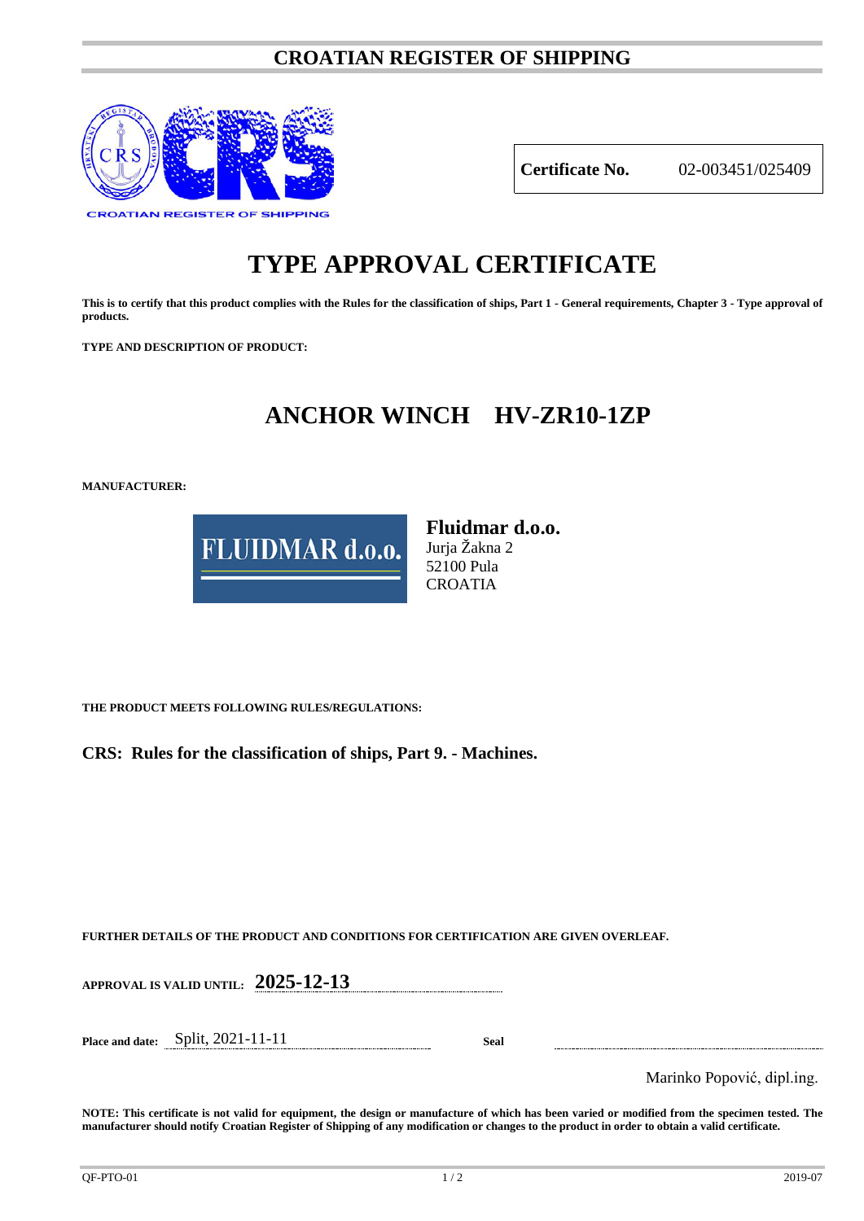# CROATIAN REGISTER OF SHIPPING

CROATIAN REGISTER OF SHIPPING

| **Certificate No.** | 02-003451/025409 |
|---|---|

# TYPE APPROVAL CERTIFICATE

**This is to certify that this product complies with the Rules for the classification of ships, Part 1 - General requirements, Chapter 3 - Type approval of products.**

**TYPE AND DESCRIPTION OF PRODUCT:**

## ANCHOR WINCH HV-ZR10-1ZP

**MANUFACTURER:**

FLUIDMAR d.o.o.

**Fluidmar d.o.o.**
Jurja Žakna 2
52100 Pula
CROATIA

**THE PRODUCT MEETS FOLLOWING RULES/REGULATIONS:**

**CRS: Rules for the classification of ships, Part 9. - Machines.**

**FURTHER DETAILS OF THE PRODUCT AND CONDITIONS FOR CERTIFICATION ARE GIVEN OVERLEAF.**

**APPROVAL IS VALID UNTIL:** **2025-12-13**

**Place and date:** Split, 2021-11-11 **Seal**

Marinko Popović, dipl.ing.

**NOTE: This certificate is not valid for equipment, the design or manufacture of which has been varied or modified from the specimen tested. The manufacturer should notify Croatian Register of Shipping of any modification or changes to the product in order to obtain a valid certificate.**

QF-PTO-01 2019-07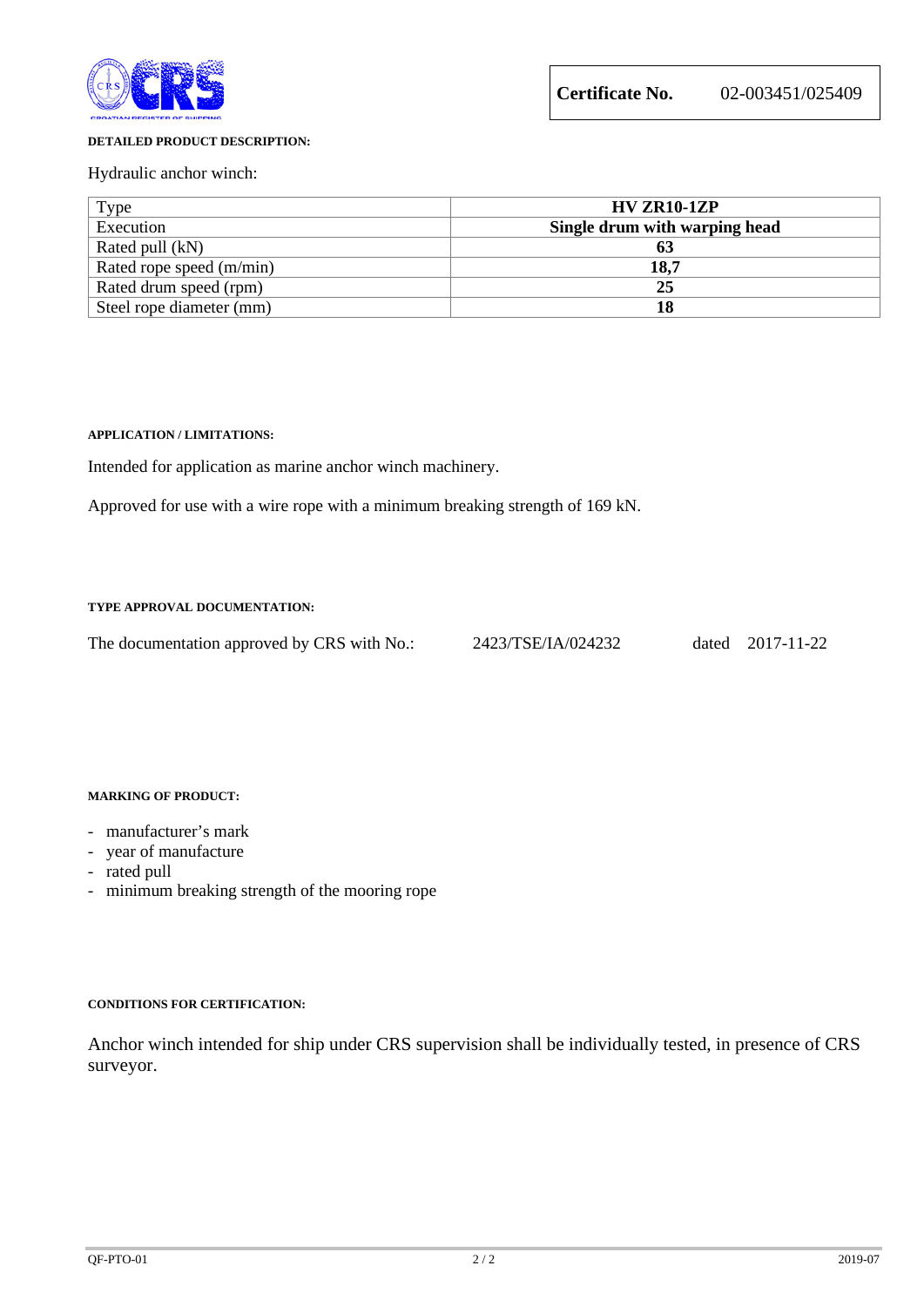**Certificate No.** 02-003451/025409

**DETAILED PRODUCT DESCRIPTION:**

Hydraulic anchor winch:

| | |
|---|---|
| Type | **HV ZR10-1ZP** |
| Execution | **Single drum with warping head** |
| Rated pull (kN) | **63** |
| Rated rope speed (m/min) | **18,7** |
| Rated drum speed (rpm) | **25** |
| Steel rope diameter (mm) | **18** |

**APPLICATION / LIMITATIONS:**

Intended for application as marine anchor winch machinery.

Approved for use with a wire rope with a minimum breaking strength of 169 kN.

**TYPE APPROVAL DOCUMENTATION:**

The documentation approved by CRS with No.: 2423/TSE/IA/024232 dated 2017-11-22

**MARKING OF PRODUCT:**

- manufacturer's mark
- year of manufacture
- rated pull
- minimum breaking strength of the mooring rope

**CONDITIONS FOR CERTIFICATION:**

Anchor winch intended for ship under CRS supervision shall be individually tested, in presence of CRS surveyor.